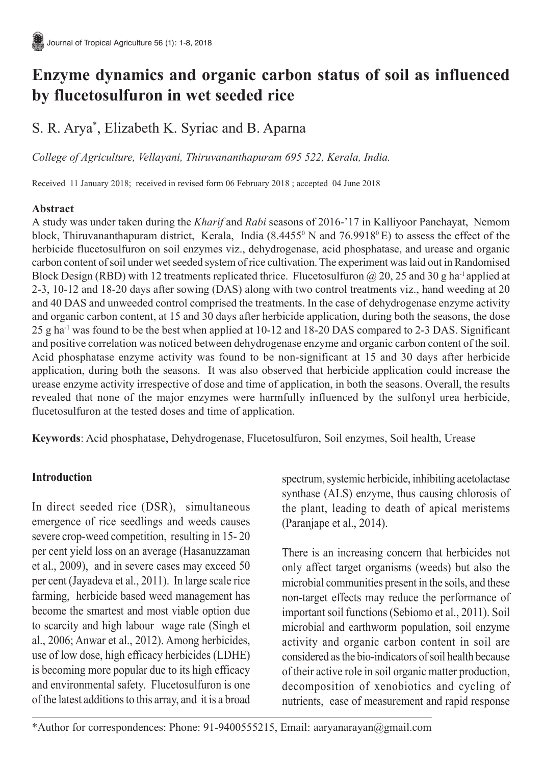# Enzyme dynamics and organic carbon status of soil as influenced by flucetosulfuron in wet seeded rice

S. R. Arya*, Elizabeth K. Syriac and B. Aparna

*College of Agriculture, Vellayani, Thiruvananthapuram 695 522, Kerala, India.*

Received 11 January 2018; received in revised form 06 February 2018 ; accepted 04 June 2018

## Abstract

A study was under taken during the *Kharif* and *Rabi* seasons of 2016-'17 in Kalliyoor Panchayat, Nemom block, Thiruvananthapuram district, Kerala, India ($8.4455^0$ N and $76.9918^0$ E) to assess the effect of the herbicide flucetosulfuron on soil enzymes viz., dehydrogenase, acid phosphatase, and urease and organic carbon content of soil under wet seeded system of rice cultivation. The experiment was laid out in Randomised Block Design (RBD) with 12 treatments replicated thrice. Flucetosulfuron @ 20, 25 and 30 g $ha^{-1}$ applied at 2-3, 10-12 and 18-20 days after sowing (DAS) along with two control treatments viz., hand weeding at 20 and 40 DAS and unweeded control comprised the treatments. In the case of dehydrogenase enzyme activity and organic carbon content, at 15 and 30 days after herbicide application, during both the seasons, the dose 25 g $ha^{-1}$ was found to be the best when applied at 10-12 and 18-20 DAS compared to 2-3 DAS. Significant and positive correlation was noticed between dehydrogenase enzyme and organic carbon content of the soil. Acid phosphatase enzyme activity was found to be non-significant at 15 and 30 days after herbicide application, during both the seasons. It was also observed that herbicide application could increase the urease enzyme activity irrespective of dose and time of application, in both the seasons. Overall, the results revealed that none of the major enzymes were harmfully influenced by the sulfonyl urea herbicide, flucetosulfuron at the tested doses and time of application.

**Keywords**: Acid phosphatase, Dehydrogenase, Flucetosulfuron, Soil enzymes, Soil health, Urease

## Introduction

In direct seeded rice (DSR), simultaneous emergence of rice seedlings and weeds causes severe crop-weed competition, resulting in 15- 20 per cent yield loss on an average (Hasanuzzaman et al., 2009), and in severe cases may exceed 50 per cent (Jayadeva et al., 2011). In large scale rice farming, herbicide based weed management has become the smartest and most viable option due to scarcity and high labour wage rate (Singh et al., 2006; Anwar et al., 2012). Among herbicides, use of low dose, high efficacy herbicides (LDHE) is becoming more popular due to its high efficacy and environmental safety. Flucetosulfuron is one of the latest additions to this array, and it is a broad spectrum, systemic herbicide, inhibiting acetolactase synthase (ALS) enzyme, thus causing chlorosis of the plant, leading to death of apical meristems (Paranjape et al., 2014).

There is an increasing concern that herbicides not only affect target organisms (weeds) but also the microbial communities present in the soils, and these non-target effects may reduce the performance of important soil functions (Sebiomo et al., 2011). Soil microbial and earthworm population, soil enzyme activity and organic carbon content in soil are considered as the bio-indicators of soil health because of their active role in soil organic matter production, decomposition of xenobiotics and cycling of nutrients, ease of measurement and rapid response

*Author for correspondences: Phone: 91-9400555215, Email: aaryanarayan@gmail.com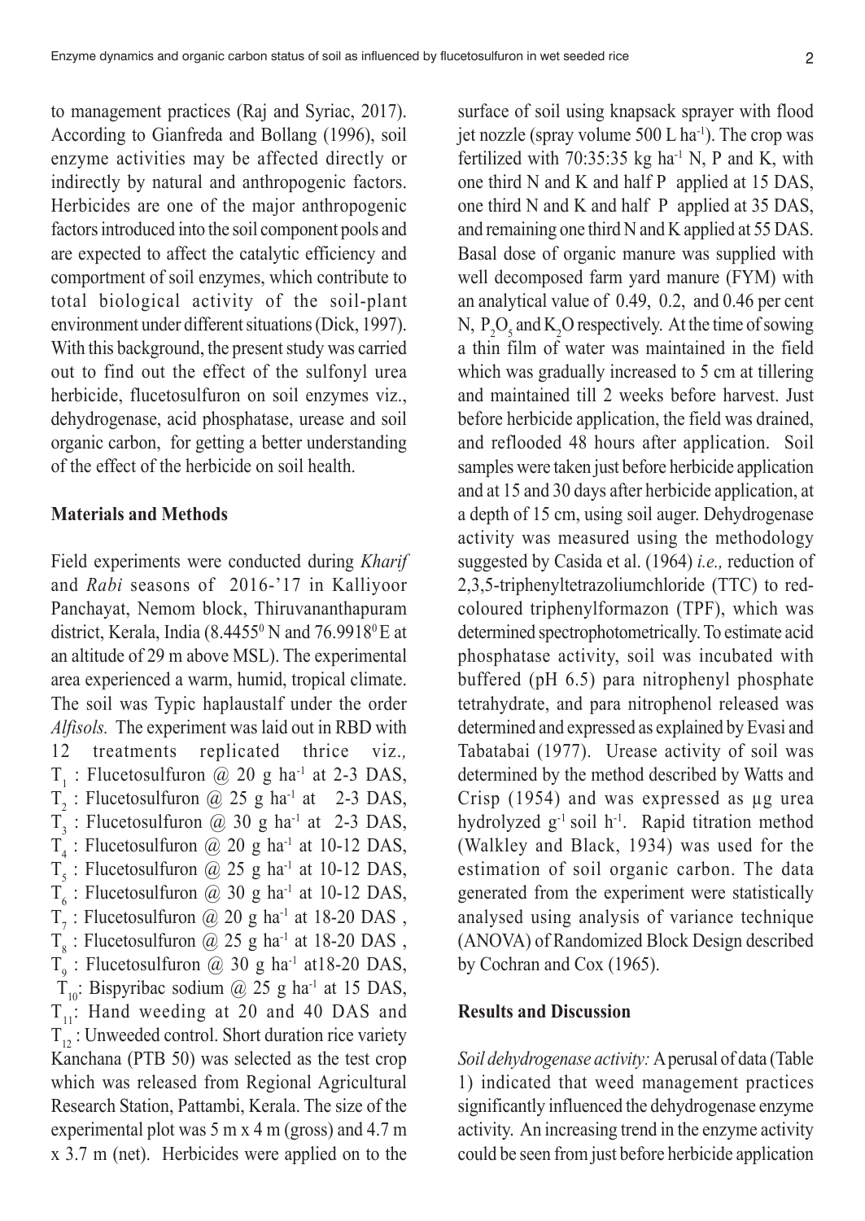to management practices (Raj and Syriac, 2017). According to Gianfreda and Bollang (1996), soil enzyme activities may be affected directly or indirectly by natural and anthropogenic factors. Herbicides are one of the major anthropogenic factors introduced into the soil component pools and are expected to affect the catalytic efficiency and comportment of soil enzymes, which contribute to total biological activity of the soil-plant environment under different situations (Dick, 1997). With this background, the present study was carried out to find out the effect of the sulfonyl urea herbicide, flucetosulfuron on soil enzymes viz., dehydrogenase, acid phosphatase, urease and soil organic carbon, for getting a better understanding of the effect of the herbicide on soil health.

## Materials and Methods

Field experiments were conducted during *Kharif* and *Rabi* seasons of 2016-'17 in Kalliyoor Panchayat, Nemom block, Thiruvananthapuram district, Kerala, India ($8.4455^0$ N and $76.9918^0$ E at an altitude of 29 m above MSL). The experimental area experienced a warm, humid, tropical climate. The soil was Typic haplaustalf under the order *Alfisols.* The experiment was laid out in RBD with 12 treatments replicated thrice viz*.,* $T_1$ : Flucetosulfuron @ 20 g ha$^{-1}$ at 2-3 DAS, $T_2$ : Flucetosulfuron @ 25 g ha$^{-1}$ at 2-3 DAS, $T_3$ : Flucetosulfuron @ 30 g ha$^{-1}$ at 2-3 DAS, $T_4$ : Flucetosulfuron @ 20 g ha$^{-1}$ at 10-12 DAS, $T_5$ : Flucetosulfuron @ 25 g ha$^{-1}$ at 10-12 DAS, $T_6$ : Flucetosulfuron @ 30 g ha$^{-1}$ at 10-12 DAS, $T_7$ : Flucetosulfuron @ 20 g ha$^{-1}$ at 18-20 DAS , $T_8$ : Flucetosulfuron @ 25 g ha$^{-1}$ at 18-20 DAS , $T_9$ : Flucetosulfuron @ 30 g ha$^{-1}$ at18-20 DAS, $T_{10}$: Bispyribac sodium @ 25 g ha$^{-1}$ at 15 DAS, $T_{11}$: Hand weeding at 20 and 40 DAS and $T_{12}$ : Unweeded control. Short duration rice variety Kanchana (PTB 50) was selected as the test crop which was released from Regional Agricultural Research Station, Pattambi, Kerala. The size of the experimental plot was 5 m x 4 m (gross) and 4.7 m x 3.7 m (net). Herbicides were applied on to the surface of soil using knapsack sprayer with flood jet nozzle (spray volume 500 L ha$^{-1}$). The crop was fertilized with 70:35:35 kg ha$^{-1}$ N, P and K, with one third N and K and half P applied at 15 DAS, one third N and K and half P applied at 35 DAS, and remaining one third N and K applied at 55 DAS. Basal dose of organic manure was supplied with well decomposed farm yard manure (FYM) with an analytical value of 0.49, 0.2, and 0.46 per cent N, $P_2O_5$ and $K_2O$ respectively. At the time of sowing a thin film of water was maintained in the field which was gradually increased to 5 cm at tillering and maintained till 2 weeks before harvest. Just before herbicide application, the field was drained, and reflooded 48 hours after application. Soil samples were taken just before herbicide application and at 15 and 30 days after herbicide application, at a depth of 15 cm, using soil auger. Dehydrogenase activity was measured using the methodology suggested by Casida et al. (1964) *i.e.,* reduction of 2,3,5-triphenyltetrazoliumchloride (TTC) to red-coloured triphenylformazon (TPF), which was determined spectrophotometrically. To estimate acid phosphatase activity, soil was incubated with buffered (pH 6.5) para nitrophenyl phosphate tetrahydrate, and para nitrophenol released was determined and expressed as explained by Evasi and Tabatabai (1977). Urease activity of soil was determined by the method described by Watts and Crisp (1954) and was expressed as µg urea hydrolyzed g$^{-1}$ soil h$^{-1}$. Rapid titration method (Walkley and Black, 1934) was used for the estimation of soil organic carbon. The data generated from the experiment were statistically analysed using analysis of variance technique (ANOVA) of Randomized Block Design described by Cochran and Cox (1965).

## Results and Discussion

*Soil dehydrogenase activity:* A perusal of data (Table 1) indicated that weed management practices significantly influenced the dehydrogenase enzyme activity. An increasing trend in the enzyme activity could be seen from just before herbicide application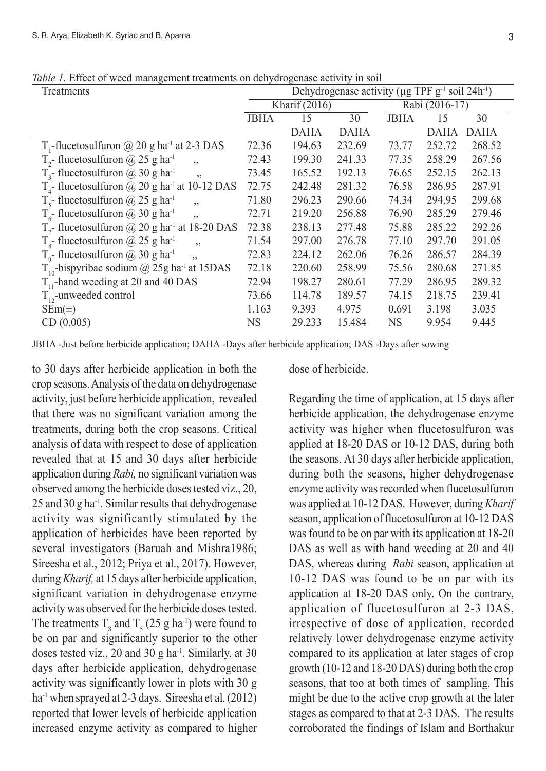*Table 1.* Effect of weed management treatments on dehydrogenase activity in soil

| Treatments | Dehydrogenase activity (µg TPF $g^{-1}$ soil $24h^{-1}$) | | | | | |
|---|---|---|---|---|---|---|
| | Kharif (2016) | | | Rabi (2016-17) | | |
| | JBHA | 15 DAHA | 30 DAHA | JBHA | 15 DAHA | 30 DAHA |
| $T_1$-flucetosulfuron @ 20 g $ha^{-1}$ at 2-3 DAS | 72.36 | 194.63 | 232.69 | 73.77 | 252.72 | 268.52 |
| $T_2$- flucetosulfuron @ 25 g $ha^{-1}$ ,, | 72.43 | 199.30 | 241.33 | 77.35 | 258.29 | 267.56 |
| $T_3$- flucetosulfuron @ 30 g $ha^{-1}$ ,, | 73.45 | 165.52 | 192.13 | 76.65 | 252.15 | 262.13 |
| $T_4$- flucetosulfuron @ 20 g $ha^{-1}$ at 10-12 DAS | 72.75 | 242.48 | 281.32 | 76.58 | 286.95 | 287.91 |
| $T_5$- flucetosulfuron @ 25 g $ha^{-1}$ ,, | 71.80 | 296.23 | 290.66 | 74.34 | 294.95 | 299.68 |
| $T_6$- flucetosulfuron @ 30 g $ha^{-1}$ ,, | 72.71 | 219.20 | 256.88 | 76.90 | 285.29 | 279.46 |
| $T_7$- flucetosulfuron @ 20 g $ha^{-1}$ at 18-20 DAS | 72.38 | 238.13 | 277.48 | 75.88 | 285.22 | 292.26 |
| $T_8$- flucetosulfuron @ 25 g $ha^{-1}$ ,, | 71.54 | 297.00 | 276.78 | 77.10 | 297.70 | 291.05 |
| $T_9$- flucetosulfuron @ 30 g $ha^{-1}$ ,, | 72.83 | 224.12 | 262.06 | 76.26 | 286.57 | 284.39 |
| $T_{10}$-bispyribac sodium @ 25g $ha^{-1}$ at 15DAS | 72.18 | 220.60 | 258.99 | 75.56 | 280.68 | 271.85 |
| $T_{11}$-hand weeding at 20 and 40 DAS | 72.94 | 198.27 | 280.61 | 77.29 | 286.95 | 289.32 |
| $T_{12}$-unweeded control | 73.66 | 114.78 | 189.57 | 74.15 | 218.75 | 239.41 |
| SEm(±) | 1.163 | 9.393 | 4.975 | 0.691 | 3.198 | 3.035 |
| CD (0.005) | NS | 29.233 | 15.484 | NS | 9.954 | 9.445 |

JBHA -Just before herbicide application; DAHA -Days after herbicide application; DAS -Days after sowing

to 30 days after herbicide application in both the crop seasons. Analysis of the data on dehydrogenase activity, just before herbicide application, revealed that there was no significant variation among the treatments, during both the crop seasons. Critical analysis of data with respect to dose of application revealed that at 15 and 30 days after herbicide application during *Rabi,* no significant variation was observed among the herbicide doses tested viz., 20, 25 and 30 g $ha^{-1}$. Similar results that dehydrogenase activity was significantly stimulated by the application of herbicides have been reported by several investigators (Baruah and Mishra1986; Sireesha et al., 2012; Priya et al., 2017). However, during *Kharif,* at 15 days after herbicide application, significant variation in dehydrogenase enzyme activity was observed for the herbicide doses tested. The treatments $T_8$ and $T_5$ (25 g $ha^{-1}$) were found to be on par and significantly superior to the other doses tested viz., 20 and 30 g $ha^{-1}$. Similarly, at 30 days after herbicide application, dehydrogenase activity was significantly lower in plots with 30 g $ha^{-1}$ when sprayed at 2-3 days. Sireesha et al. (2012) reported that lower levels of herbicide application increased enzyme activity as compared to higher dose of herbicide.

Regarding the time of application, at 15 days after herbicide application, the dehydrogenase enzyme activity was higher when flucetosulfuron was applied at 18-20 DAS or 10-12 DAS, during both the seasons. At 30 days after herbicide application, during both the seasons, higher dehydrogenase enzyme activity was recorded when flucetosulfuron was applied at 10-12 DAS. However, during *Kharif* season, application of flucetosulfuron at 10-12 DAS was found to be on par with its application at 18-20 DAS as well as with hand weeding at 20 and 40 DAS, whereas during *Rabi* season, application at 10-12 DAS was found to be on par with its application at 18-20 DAS only. On the contrary, application of flucetosulfuron at 2-3 DAS, irrespective of dose of application, recorded relatively lower dehydrogenase enzyme activity compared to its application at later stages of crop growth (10-12 and 18-20 DAS) during both the crop seasons, that too at both times of sampling. This might be due to the active crop growth at the later stages as compared to that at 2-3 DAS. The results corroborated the findings of Islam and Borthakur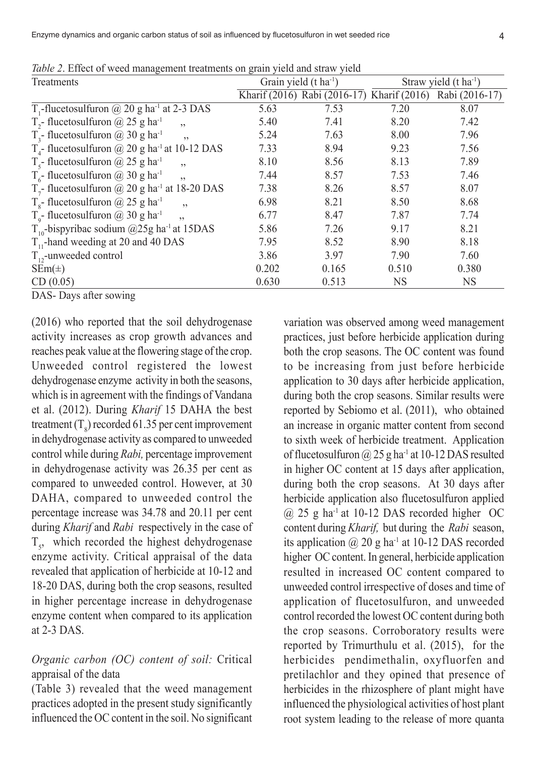*Table 2*. Effect of weed management treatments on grain yield and straw yield

| Treatments | Grain yield (t ha$^{-1}$) | | Straw yield (t ha$^{-1}$) | |
|---|---|---|---|---|
| | Kharif (2016) | Rabi (2016-17) | Kharif (2016) | Rabi (2016-17) |
| $T_1$-flucetosulfuron @ 20 g ha$^{-1}$ at 2-3 DAS | 5.63 | 7.53 | 7.20 | 8.07 |
| $T_2$- flucetosulfuron @ 25 g ha$^{-1}$ ,, | 5.40 | 7.41 | 8.20 | 7.42 |
| $T_3$- flucetosulfuron @ 30 g ha$^{-1}$ ,, | 5.24 | 7.63 | 8.00 | 7.96 |
| $T_4$- flucetosulfuron @ 20 g ha$^{-1}$ at 10-12 DAS | 7.33 | 8.94 | 9.23 | 7.56 |
| $T_5$- flucetosulfuron @ 25 g ha$^{-1}$ ,, | 8.10 | 8.56 | 8.13 | 7.89 |
| $T_6$- flucetosulfuron @ 30 g ha$^{-1}$ ,, | 7.44 | 8.57 | 7.53 | 7.46 |
| $T_7$- flucetosulfuron @ 20 g ha$^{-1}$ at 18-20 DAS | 7.38 | 8.26 | 8.57 | 8.07 |
| $T_8$- flucetosulfuron @ 25 g ha$^{-1}$ ,, | 6.98 | 8.21 | 8.50 | 8.68 |
| $T_9$- flucetosulfuron @ 30 g ha$^{-1}$ ,, | 6.77 | 8.47 | 7.87 | 7.74 |
| $T_{10}$-bispyribac sodium @25g ha$^{-1}$ at 15DAS | 5.86 | 7.26 | 9.17 | 8.21 |
| $T_{11}$-hand weeding at 20 and 40 DAS | 7.95 | 8.52 | 8.90 | 8.18 |
| $T_{12}$-unweeded control | 3.86 | 3.97 | 7.90 | 7.60 |
| SEm(±) | 0.202 | 0.165 | 0.510 | 0.380 |
| CD (0.05) | 0.630 | 0.513 | NS | NS |

DAS- Days after sowing

(2016) who reported that the soil dehydrogenase activity increases as crop growth advances and reaches peak value at the flowering stage of the crop. Unweeded control registered the lowest dehydrogenase enzyme activity in both the seasons, which is in agreement with the findings of Vandana et al. (2012). During *Kharif* 15 DAHA the best treatment ($T_8$) recorded 61.35 per cent improvement in dehydrogenase activity as compared to unweeded control while during *Rabi,* percentage improvement in dehydrogenase activity was 26.35 per cent as compared to unweeded control. However, at 30 DAHA, compared to unweeded control the percentage increase was 34.78 and 20.11 per cent during *Kharif* and *Rabi* respectively in the case of $T_5$, which recorded the highest dehydrogenase enzyme activity. Critical appraisal of the data revealed that application of herbicide at 10-12 and 18-20 DAS, during both the crop seasons, resulted in higher percentage increase in dehydrogenase enzyme content when compared to its application at 2-3 DAS.

*Organic carbon (OC) content of soil:* Critical appraisal of the data (Table 3) revealed that the weed management practices adopted in the present study significantly influenced the OC content in the soil. No significant variation was observed among weed management practices, just before herbicide application during both the crop seasons. The OC content was found to be increasing from just before herbicide application to 30 days after herbicide application, during both the crop seasons. Similar results were reported by Sebiomo et al. (2011), who obtained an increase in organic matter content from second to sixth week of herbicide treatment. Application of flucetosulfuron @ 25 g ha$^{-1}$ at 10-12 DAS resulted in higher OC content at 15 days after application, during both the crop seasons. At 30 days after herbicide application also flucetosulfuron applied @ 25 g ha$^{-1}$ at 10-12 DAS recorded higher OC content during *Kharif,* but during the *Rabi* season, its application @ 20 g ha$^{-1}$ at 10-12 DAS recorded higher OC content. In general, herbicide application resulted in increased OC content compared to unweeded control irrespective of doses and time of application of flucetosulfuron, and unweeded control recorded the lowest OC content during both the crop seasons. Corroboratory results were reported by Trimurthulu et al. (2015), for the herbicides pendimethalin, oxyfluorfen and pretilachlor and they opined that presence of herbicides in the rhizosphere of plant might have influenced the physiological activities of host plant root system leading to the release of more quanta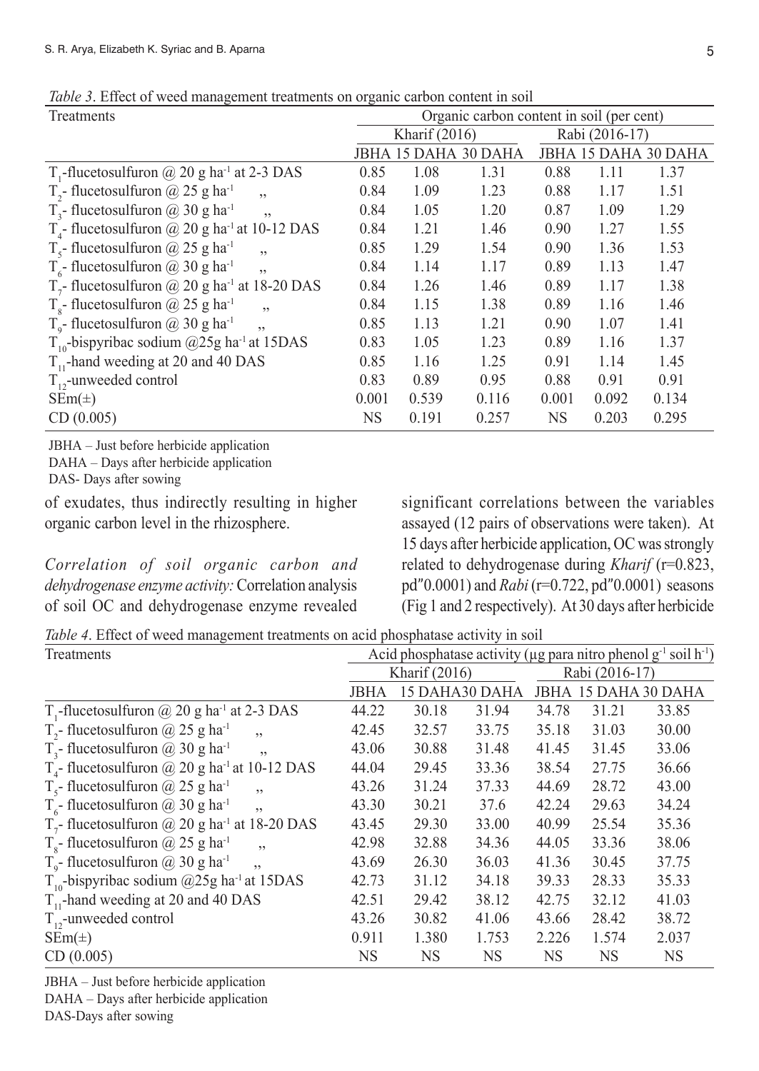*Table 3*. Effect of weed management treatments on organic carbon content in soil

| Treatments | Organic carbon content in soil (per cent) | | | | | |
|---|---|---|---|---|---|---|
| | Kharif (2016) | | | Rabi (2016-17) | | |
| | JBHA | 15 DAHA | 30 DAHA | JBHA | 15 DAHA | 30 DAHA |
| $T_1$-flucetosulfuron @ 20 g ha$^{-1}$ at 2-3 DAS | 0.85 | 1.08 | 1.31 | 0.88 | 1.11 | 1.37 |
| $T_2$- flucetosulfuron @ 25 g ha$^{-1}$ ,, | 0.84 | 1.09 | 1.23 | 0.88 | 1.17 | 1.51 |
| $T_3$- flucetosulfuron @ 30 g ha$^{-1}$ ,, | 0.84 | 1.05 | 1.20 | 0.87 | 1.09 | 1.29 |
| $T_4$- flucetosulfuron @ 20 g ha$^{-1}$ at 10-12 DAS | 0.84 | 1.21 | 1.46 | 0.90 | 1.27 | 1.55 |
| $T_5$- flucetosulfuron @ 25 g ha$^{-1}$ ,, | 0.85 | 1.29 | 1.54 | 0.90 | 1.36 | 1.53 |
| $T_6$- flucetosulfuron @ 30 g ha$^{-1}$ ,, | 0.84 | 1.14 | 1.17 | 0.89 | 1.13 | 1.47 |
| $T_7$- flucetosulfuron @ 20 g ha$^{-1}$ at 18-20 DAS | 0.84 | 1.26 | 1.46 | 0.89 | 1.17 | 1.38 |
| $T_8$- flucetosulfuron @ 25 g ha$^{-1}$ ,, | 0.84 | 1.15 | 1.38 | 0.89 | 1.16 | 1.46 |
| $T_9$- flucetosulfuron @ 30 g ha$^{-1}$ ,, | 0.85 | 1.13 | 1.21 | 0.90 | 1.07 | 1.41 |
| $T_{10}$-bispyribac sodium @25g ha$^{-1}$ at 15DAS | 0.83 | 1.05 | 1.23 | 0.89 | 1.16 | 1.37 |
| $T_{11}$-hand weeding at 20 and 40 DAS | 0.85 | 1.16 | 1.25 | 0.91 | 1.14 | 1.45 |
| $T_{12}$-unweeded control | 0.83 | 0.89 | 0.95 | 0.88 | 0.91 | 0.91 |
| SEm(±) | 0.001 | 0.539 | 0.116 | 0.001 | 0.092 | 0.134 |
| CD (0.005) | NS | 0.191 | 0.257 | NS | 0.203 | 0.295 |

JBHA – Just before herbicide application
DAHA – Days after herbicide application
DAS- Days after sowing

of exudates, thus indirectly resulting in higher organic carbon level in the rhizosphere.

*Correlation of soil organic carbon and dehydrogenase enzyme activity:* Correlation analysis of soil OC and dehydrogenase enzyme revealed significant correlations between the variables assayed (12 pairs of observations were taken). At 15 days after herbicide application, OC was strongly related to dehydrogenase during *Kharif* (r=0.823, pd″0.0001) and *Rabi* (r=0.722, pd″0.0001) seasons (Fig 1 and 2 respectively). At 30 days after herbicide

*Table 4*. Effect of weed management treatments on acid phosphatase activity in soil

| Treatments | Acid phosphatase activity (µg para nitro phenol g$^{-1}$ soil h$^{-1}$) | | | | | |
|---|---|---|---|---|---|---|
| | Kharif (2016) | | | Rabi (2016-17) | | |
| | JBHA | 15 DAHA | 30 DAHA | JBHA | 15 DAHA | 30 DAHA |
| $T_1$-flucetosulfuron @ 20 g ha$^{-1}$ at 2-3 DAS | 44.22 | 30.18 | 31.94 | 34.78 | 31.21 | 33.85 |
| $T_2$- flucetosulfuron @ 25 g ha$^{-1}$ ,, | 42.45 | 32.57 | 33.75 | 35.18 | 31.03 | 30.00 |
| $T_3$- flucetosulfuron @ 30 g ha$^{-1}$ ,, | 43.06 | 30.88 | 31.48 | 41.45 | 31.45 | 33.06 |
| $T_4$- flucetosulfuron @ 20 g ha$^{-1}$ at 10-12 DAS | 44.04 | 29.45 | 33.36 | 38.54 | 27.75 | 36.66 |
| $T_5$- flucetosulfuron @ 25 g ha$^{-1}$ ,, | 43.26 | 31.24 | 37.33 | 44.69 | 28.72 | 43.00 |
| $T_6$- flucetosulfuron @ 30 g ha$^{-1}$ ,, | 43.30 | 30.21 | 37.6 | 42.24 | 29.63 | 34.24 |
| $T_7$- flucetosulfuron @ 20 g ha$^{-1}$ at 18-20 DAS | 43.45 | 29.30 | 33.00 | 40.99 | 25.54 | 35.36 |
| $T_8$- flucetosulfuron @ 25 g ha$^{-1}$ ,, | 42.98 | 32.88 | 34.36 | 44.05 | 33.36 | 38.06 |
| $T_9$- flucetosulfuron @ 30 g ha$^{-1}$ ,, | 43.69 | 26.30 | 36.03 | 41.36 | 30.45 | 37.75 |
| $T_{10}$-bispyribac sodium @25g ha$^{-1}$ at 15DAS | 42.73 | 31.12 | 34.18 | 39.33 | 28.33 | 35.33 |
| $T_{11}$-hand weeding at 20 and 40 DAS | 42.51 | 29.42 | 38.12 | 42.75 | 32.12 | 41.03 |
| $T_{12}$-unweeded control | 43.26 | 30.82 | 41.06 | 43.66 | 28.42 | 38.72 |
| SEm(±) | 0.911 | 1.380 | 1.753 | 2.226 | 1.574 | 2.037 |
| CD (0.005) | NS | NS | NS | NS | NS | NS |

JBHA – Just before herbicide application
DAHA – Days after herbicide application
DAS-Days after sowing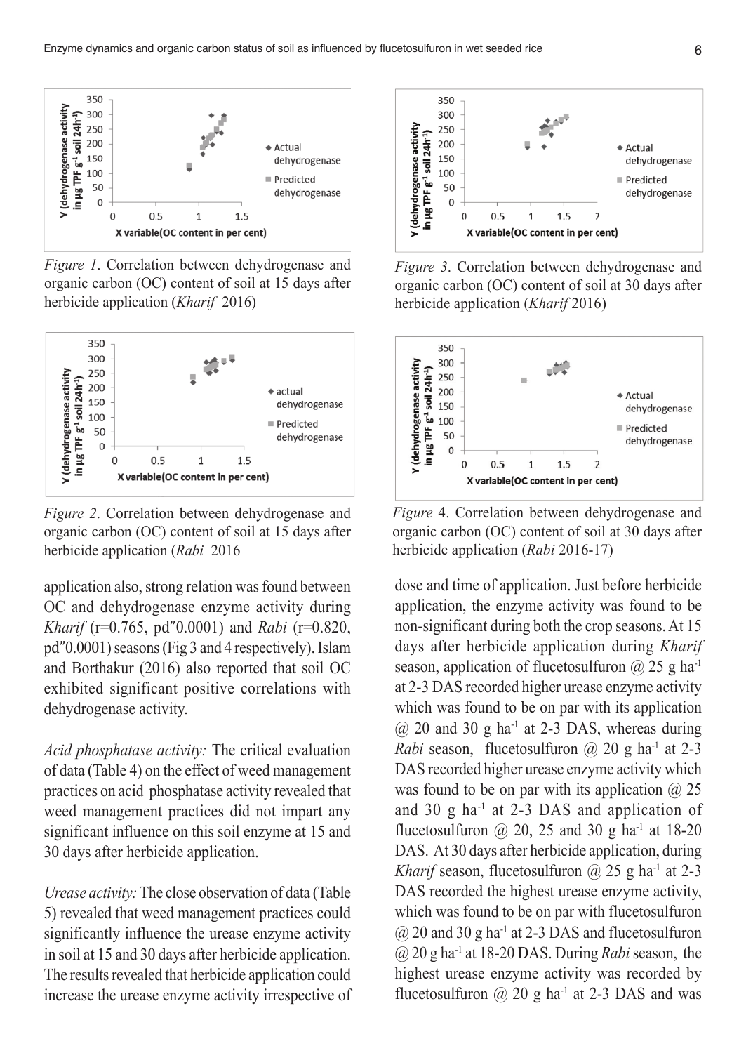*Figure 1*. Correlation between dehydrogenase and organic carbon (OC) content of soil at 15 days after herbicide application (*Kharif* 2016)

*Figure 2*. Correlation between dehydrogenase and organic carbon (OC) content of soil at 15 days after herbicide application (*Rabi* 2016

*Figure 3*. Correlation between dehydrogenase and organic carbon (OC) content of soil at 30 days after herbicide application (*Kharif* 2016)

*Figure* 4. Correlation between dehydrogenase and organic carbon (OC) content of soil at 30 days after herbicide application (*Rabi* 2016-17)

application also, strong relation was found between OC and dehydrogenase enzyme activity during *Kharif* (r=0.765, pd″0.0001) and *Rabi* (r=0.820, pd″0.0001) seasons (Fig 3 and 4 respectively). Islam and Borthakur (2016) also reported that soil OC exhibited significant positive correlations with dehydrogenase activity.

*Acid phosphatase activity:* The critical evaluation of data (Table 4) on the effect of weed management practices on acid phosphatase activity revealed that weed management practices did not impart any significant influence on this soil enzyme at 15 and 30 days after herbicide application.

*Urease activity:* The close observation of data (Table 5) revealed that weed management practices could significantly influence the urease enzyme activity in soil at 15 and 30 days after herbicide application. The results revealed that herbicide application could increase the urease enzyme activity irrespective of dose and time of application. Just before herbicide application, the enzyme activity was found to be non-significant during both the crop seasons. At 15 days after herbicide application during *Kharif* season, application of flucetosulfuron @ 25 g ha$^{-1}$ at 2-3 DAS recorded higher urease enzyme activity which was found to be on par with its application @ 20 and 30 g ha$^{-1}$ at 2-3 DAS, whereas during *Rabi* season, flucetosulfuron @ 20 g ha$^{-1}$ at 2-3 DAS recorded higher urease enzyme activity which was found to be on par with its application @ 25 and 30 g ha$^{-1}$ at 2-3 DAS and application of flucetosulfuron @ 20, 25 and 30 g ha$^{-1}$ at 18-20 DAS. At 30 days after herbicide application, during *Kharif* season, flucetosulfuron @ 25 g ha$^{-1}$ at 2-3 DAS recorded the highest urease enzyme activity, which was found to be on par with flucetosulfuron @ 20 and 30 g ha$^{-1}$ at 2-3 DAS and flucetosulfuron @ 20 g ha$^{-1}$ at 18-20 DAS. During *Rabi* season, the highest urease enzyme activity was recorded by flucetosulfuron @ 20 g ha$^{-1}$ at 2-3 DAS and was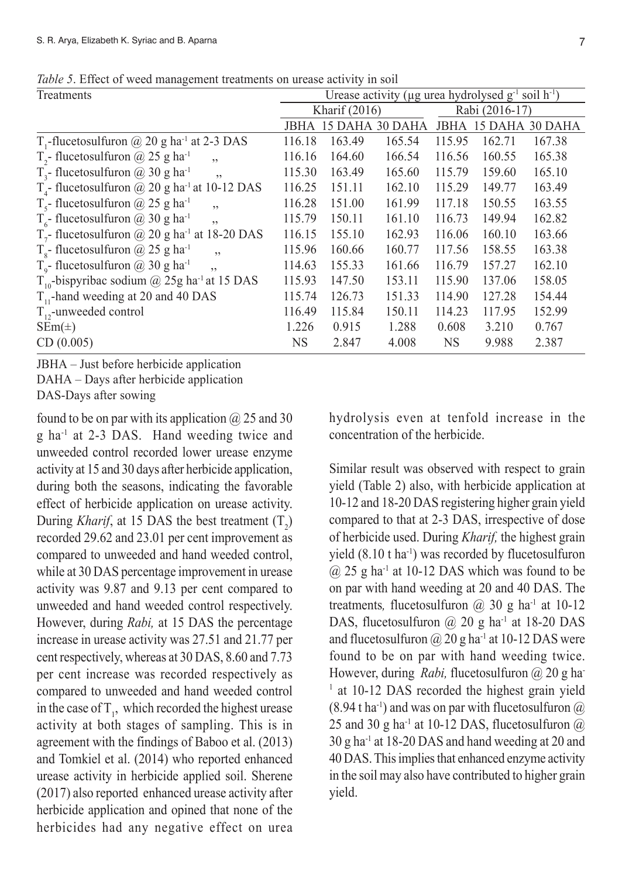*Table 5*. Effect of weed management treatments on urease activity in soil

| Treatments | Urease activity (µg urea hydrolysed $g^{-1}$ soil $h^{-1}$) | | | | | |
|---|---|---|---|---|---|---|
| | Kharif (2016) | | | Rabi (2016-17) | | |
| | JBHA | 15 DAHA | 30 DAHA | JBHA | 15 DAHA | 30 DAHA |
| $T_1$-flucetosulfuron @ 20 g $ha^{-1}$ at 2-3 DAS | 116.18 | 163.49 | 165.54 | 115.95 | 162.71 | 167.38 |
| $T_2$- flucetosulfuron @ 25 g $ha^{-1}$ ,, | 116.16 | 164.60 | 166.54 | 116.56 | 160.55 | 165.38 |
| $T_3$- flucetosulfuron @ 30 g $ha^{-1}$ ,, | 115.30 | 163.49 | 165.60 | 115.79 | 159.60 | 165.10 |
| $T_4$- flucetosulfuron @ 20 g $ha^{-1}$ at 10-12 DAS | 116.25 | 151.11 | 162.10 | 115.29 | 149.77 | 163.49 |
| $T_5$- flucetosulfuron @ 25 g $ha^{-1}$ ,, | 116.28 | 151.00 | 161.99 | 117.18 | 150.55 | 163.55 |
| $T_6$- flucetosulfuron @ 30 g $ha^{-1}$ ,, | 115.79 | 150.11 | 161.10 | 116.73 | 149.94 | 162.82 |
| $T_7$- flucetosulfuron @ 20 g $ha^{-1}$ at 18-20 DAS | 116.15 | 155.10 | 162.93 | 116.06 | 160.10 | 163.66 |
| $T_8$- flucetosulfuron @ 25 g $ha^{-1}$ ,, | 115.96 | 160.66 | 160.77 | 117.56 | 158.55 | 163.38 |
| $T_9$- flucetosulfuron @ 30 g $ha^{-1}$ ,, | 114.63 | 155.33 | 161.66 | 116.79 | 157.27 | 162.10 |
| $T_{10}$-bispyribac sodium @ 25g $ha^{-1}$ at 15 DAS | 115.93 | 147.50 | 153.11 | 115.90 | 137.06 | 158.05 |
| $T_{11}$-hand weeding at 20 and 40 DAS | 115.74 | 126.73 | 151.33 | 114.90 | 127.28 | 154.44 |
| $T_{12}$-unweeded control | 116.49 | 115.84 | 150.11 | 114.23 | 117.95 | 152.99 |
| SEm(±) | 1.226 | 0.915 | 1.288 | 0.608 | 3.210 | 0.767 |
| CD (0.005) | NS | 2.847 | 4.008 | NS | 9.988 | 2.387 |

JBHA – Just before herbicide application
DAHA – Days after herbicide application
DAS-Days after sowing

found to be on par with its application @ 25 and 30 g $ha^{-1}$ at 2-3 DAS. Hand weeding twice and unweeded control recorded lower urease enzyme activity at 15 and 30 days after herbicide application, during both the seasons, indicating the favorable effect of herbicide application on urease activity. During *Kharif*, at 15 DAS the best treatment ($T_2$) recorded 29.62 and 23.01 per cent improvement as compared to unweeded and hand weeded control, while at 30 DAS percentage improvement in urease activity was 9.87 and 9.13 per cent compared to unweeded and hand weeded control respectively. However, during *Rabi,* at 15 DAS the percentage increase in urease activity was 27.51 and 21.77 per cent respectively, whereas at 30 DAS, 8.60 and 7.73 per cent increase was recorded respectively as compared to unweeded and hand weeded control in the case of $T_1$, which recorded the highest urease activity at both stages of sampling. This is in agreement with the findings of Baboo et al. (2013) and Tomkiel et al. (2014) who reported enhanced urease activity in herbicide applied soil. Sherene (2017) also reported enhanced urease activity after herbicide application and opined that none of the herbicides had any negative effect on urea hydrolysis even at tenfold increase in the concentration of the herbicide.

Similar result was observed with respect to grain yield (Table 2) also, with herbicide application at 10-12 and 18-20 DAS registering higher grain yield compared to that at 2-3 DAS, irrespective of dose of herbicide used. During *Kharif,* the highest grain yield (8.10 t $ha^{-1}$) was recorded by flucetosulfuron @ 25 g $ha^{-1}$ at 10-12 DAS which was found to be on par with hand weeding at 20 and 40 DAS. The treatments*,* flucetosulfuron @ 30 g $ha^{-1}$ at 10-12 DAS, flucetosulfuron @ 20 g $ha^{-1}$ at 18-20 DAS and flucetosulfuron @ 20 g $ha^{-1}$ at 10-12 DAS were found to be on par with hand weeding twice. However, during *Rabi,* flucetosulfuron @ 20 g $ha^{-1}$ at 10-12 DAS recorded the highest grain yield (8.94 t $ha^{-1}$) and was on par with flucetosulfuron @ 25 and 30 g $ha^{-1}$ at 10-12 DAS, flucetosulfuron @ 30 g $ha^{-1}$ at 18-20 DAS and hand weeding at 20 and 40 DAS. This implies that enhanced enzyme activity in the soil may also have contributed to higher grain yield.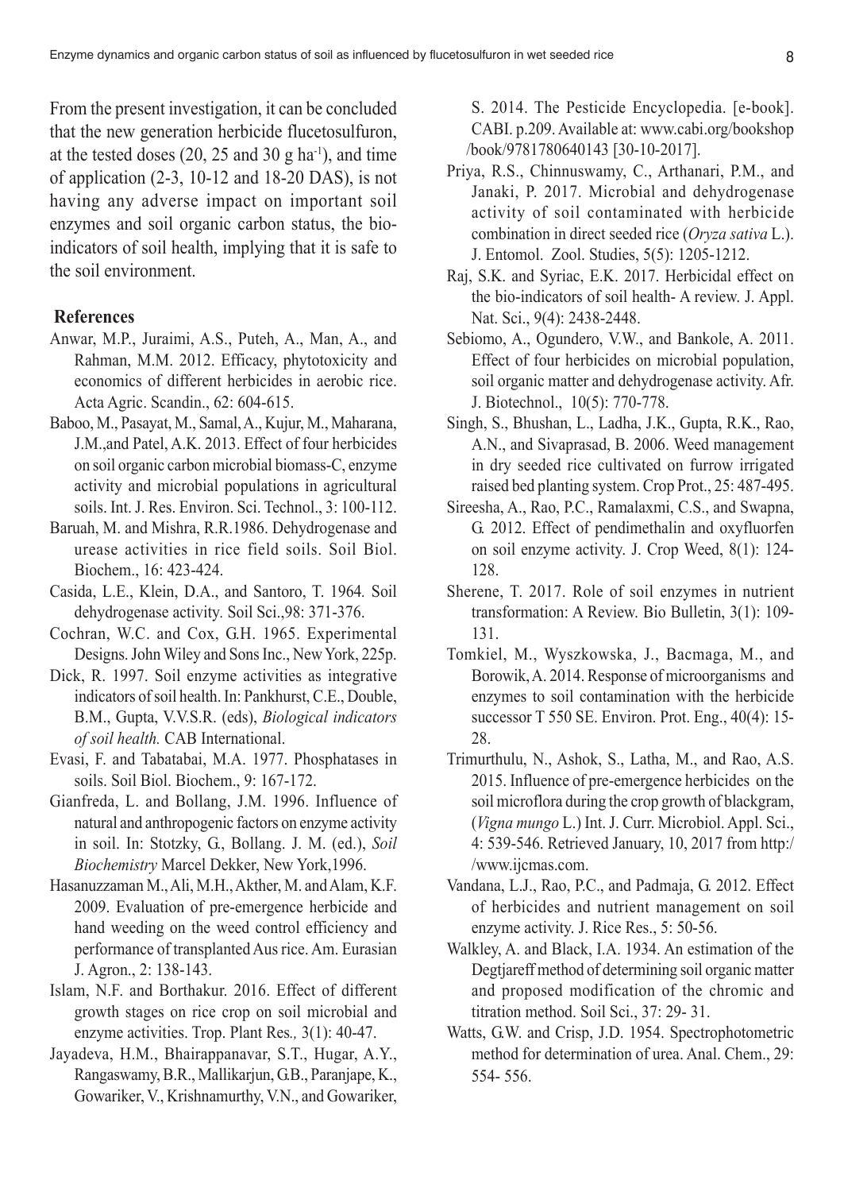From the present investigation, it can be concluded that the new generation herbicide flucetosulfuron, at the tested doses (20, 25 and 30 g ha$^{-1}$), and time of application (2-3, 10-12 and 18-20 DAS), is not having any adverse impact on important soil enzymes and soil organic carbon status, the bio-indicators of soil health, implying that it is safe to the soil environment.

## References

Anwar, M.P., Juraimi, A.S., Puteh, A., Man, A., and Rahman, M.M. 2012. Efficacy, phytotoxicity and economics of different herbicides in aerobic rice. Acta Agric. Scandin., 62: 604-615.

Baboo, M., Pasayat, M., Samal, A., Kujur, M., Maharana, J.M.,and Patel, A.K. 2013. Effect of four herbicides on soil organic carbon microbial biomass-C, enzyme activity and microbial populations in agricultural soils. Int. J. Res. Environ. Sci. Technol., 3: 100-112.

Baruah, M. and Mishra, R.R.1986. Dehydrogenase and urease activities in rice field soils. Soil Biol. Biochem., 16: 423-424.

Casida, L.E., Klein, D.A., and Santoro, T. 1964. Soil dehydrogenase activity. Soil Sci.,98: 371-376.

Cochran, W.C. and Cox, G.H. 1965. Experimental Designs. John Wiley and Sons Inc., New York, 225p.

Dick, R. 1997. Soil enzyme activities as integrative indicators of soil health. In: Pankhurst, C.E., Double, B.M., Gupta, V.V.S.R. (eds), *Biological indicators of soil health.* CAB International.

Evasi, F. and Tabatabai, M.A. 1977. Phosphatases in soils. Soil Biol. Biochem., 9: 167-172.

Gianfreda, L. and Bollang, J.M. 1996. Influence of natural and anthropogenic factors on enzyme activity in soil. In: Stotzky, G., Bollang. J. M. (ed.), *Soil Biochemistry* Marcel Dekker, New York,1996.

Hasanuzzaman M., Ali, M.H., Akther, M. and Alam, K.F. 2009. Evaluation of pre-emergence herbicide and hand weeding on the weed control efficiency and performance of transplanted Aus rice. Am. Eurasian J. Agron., 2: 138-143.

Islam, N.F. and Borthakur. 2016. Effect of different growth stages on rice crop on soil microbial and enzyme activities. Trop. Plant Res., 3(1): 40-47.

Jayadeva, H.M., Bhairappanavar, S.T., Hugar, A.Y., Rangaswamy, B.R., Mallikarjun, G.B., Paranjape, K., Gowariker, V., Krishnamurthy, V.N., and Gowariker, S. 2014. The Pesticide Encyclopedia. [e-book]. CABI. p.209. Available at: www.cabi.org/bookshop/book/9781780640143 [30-10-2017].

Priya, R.S., Chinnuswamy, C., Arthanari, P.M., and Janaki, P. 2017. Microbial and dehydrogenase activity of soil contaminated with herbicide combination in direct seeded rice (*Oryza sativa* L.). J. Entomol. Zool. Studies, 5(5): 1205-1212.

Raj, S.K. and Syriac, E.K. 2017. Herbicidal effect on the bio-indicators of soil health- A review. J. Appl. Nat. Sci., 9(4): 2438-2448.

Sebiomo, A., Ogundero, V.W., and Bankole, A. 2011. Effect of four herbicides on microbial population, soil organic matter and dehydrogenase activity. Afr. J. Biotechnol., 10(5): 770-778.

Singh, S., Bhushan, L., Ladha, J.K., Gupta, R.K., Rao, A.N., and Sivaprasad, B. 2006. Weed management in dry seeded rice cultivated on furrow irrigated raised bed planting system. Crop Prot., 25: 487-495.

Sireesha, A., Rao, P.C., Ramalaxmi, C.S., and Swapna, G. 2012. Effect of pendimethalin and oxyfluorfen on soil enzyme activity. J. Crop Weed, 8(1): 124-128.

Sherene, T. 2017. Role of soil enzymes in nutrient transformation: A Review. Bio Bulletin, 3(1): 109-131.

Tomkiel, M., Wyszkowska, J., Bacmaga, M., and Borowik, A. 2014. Response of microorganisms and enzymes to soil contamination with the herbicide successor T 550 SE. Environ. Prot. Eng., 40(4): 15-28.

Trimurthulu, N., Ashok, S., Latha, M., and Rao, A.S. 2015. Influence of pre-emergence herbicides on the soil microflora during the crop growth of blackgram, (*Vigna mungo* L.) Int. J. Curr. Microbiol. Appl. Sci., 4: 539-546. Retrieved January, 10, 2017 from http://www.ijcmas.com.

Vandana, L.J., Rao, P.C., and Padmaja, G. 2012. Effect of herbicides and nutrient management on soil enzyme activity. J. Rice Res., 5: 50-56.

Walkley, A. and Black, I.A. 1934. An estimation of the Degtjareff method of determining soil organic matter and proposed modification of the chromic and titration method. Soil Sci., 37: 29- 31.

Watts, G.W. and Crisp, J.D. 1954. Spectrophotometric method for determination of urea. Anal. Chem., 29: 554- 556.